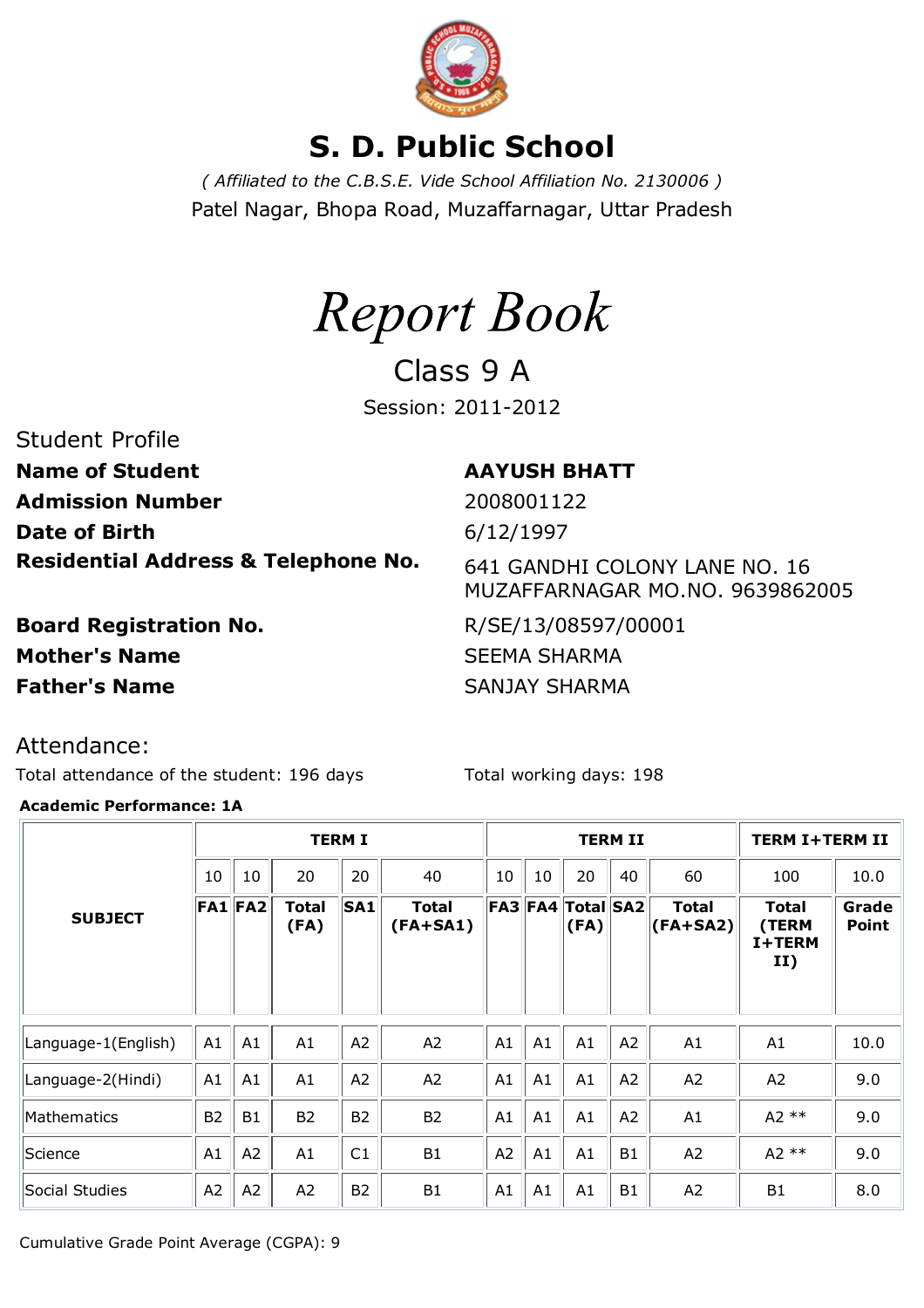# S. D. Public School

*( Affiliated to the C.B.S.E. Vide School Affiliation No. 2130006 )*

Patel Nagar, Bhopa Road, Muzaffarnagar, Uttar Pradesh

# *Report Book*

Class 9 A

Session: 2011-2012

## Student Profile

**Name of Student** AAYUSH BHATT

**Admission Number** 2008001122

**Date of Birth** 6/12/1997

**Residential Address & Telephone No.** 641 GANDHI COLONY LANE NO. 16 MUZAFFARNAGAR MO.NO. 9639862005

**Board Registration No.** R/SE/13/08597/00001

**Mother's Name** SEEMA SHARMA

**Father's Name** SANJAY SHARMA

## Attendance:

Total attendance of the student: 196 days

Total working days: 198

**Academic Performance: 1A**

| SUBJECT | TERM I | | | | | TERM II | | | | | TERM I+TERM II | |
|---|---|---|---|---|---|---|---|---|---|---|---|---|
| | 10 | 10 | 20 | 20 | 40 | 10 | 10 | 20 | 40 | 60 | 100 | 10.0 |
| | **FA1** | **FA2** | **Total (FA)** | **SA1** | **Total (FA+SA1)** | **FA3** | **FA4** | **Total (FA)** | **SA2** | **Total (FA+SA2)** | **Total (TERM I+TERM II)** | **Grade Point** |
| Language-1(English) | A1 | A1 | A1 | A2 | A2 | A1 | A1 | A1 | A2 | A1 | A1 | 10.0 |
| Language-2(Hindi) | A1 | A1 | A1 | A2 | A2 | A1 | A1 | A1 | A2 | A2 | A2 | 9.0 |
| Mathematics | B2 | B1 | B2 | B2 | B2 | A1 | A1 | A1 | A2 | A1 | A2 ** | 9.0 |
| Science | A1 | A2 | A1 | C1 | B1 | A2 | A1 | A1 | B1 | A2 | A2 ** | 9.0 |
| Social Studies | A2 | A2 | A2 | B2 | B1 | A1 | A1 | A1 | B1 | A2 | B1 | 8.0 |

Cumulative Grade Point Average (CGPA): 9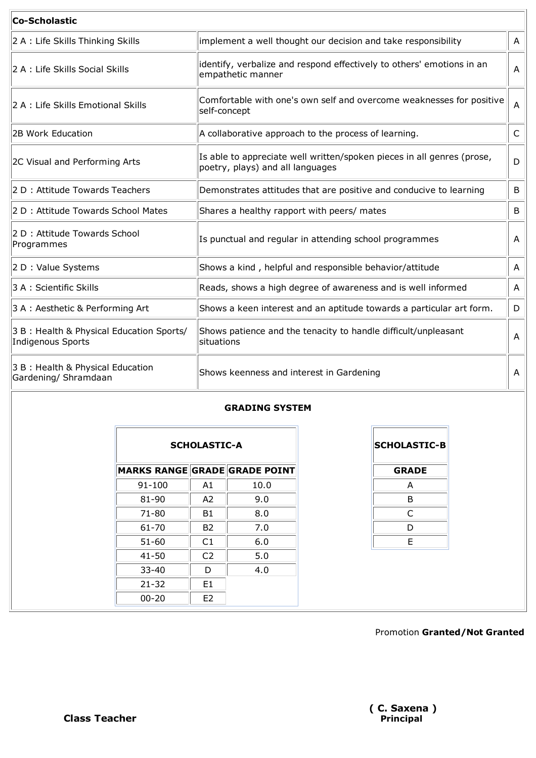| Co-Scholastic | | |
|---|---|---|
| 2 A : Life Skills Thinking Skills | implement a well thought our decision and take responsibility | A |
| 2 A : Life Skills Social Skills | identify, verbalize and respond effectively to others' emotions in an empathetic manner | A |
| 2 A : Life Skills Emotional Skills | Comfortable with one's own self and overcome weaknesses for positive self-concept | A |
| 2B Work Education | A collaborative approach to the process of learning. | C |
| 2C Visual and Performing Arts | Is able to appreciate well written/spoken pieces in all genres (prose, poetry, plays) and all languages | D |
| 2 D : Attitude Towards Teachers | Demonstrates attitudes that are positive and conducive to learning | B |
| 2 D : Attitude Towards School Mates | Shares a healthy rapport with peers/ mates | B |
| 2 D : Attitude Towards School Programmes | Is punctual and regular in attending school programmes | A |
| 2 D : Value Systems | Shows a kind , helpful and responsible behavior/attitude | A |
| 3 A : Scientific Skills | Reads, shows a high degree of awareness and is well informed | A |
| 3 A : Aesthetic & Performing Art | Shows a keen interest and an aptitude towards a particular art form. | D |
| 3 B : Health & Physical Education Sports/ Indigenous Sports | Shows patience and the tenacity to handle difficult/unpleasant situations | A |
| 3 B : Health & Physical Education Gardening/ Shramdaan | Shows keenness and interest in Gardening | A |

**GRADING SYSTEM**

**SCHOLASTIC-A**

| MARKS RANGE | GRADE | GRADE POINT |
|---|---|---|
| 91-100 | A1 | 10.0 |
| 81-90 | A2 | 9.0 |
| 71-80 | B1 | 8.0 |
| 61-70 | B2 | 7.0 |
| 51-60 | C1 | 6.0 |
| 41-50 | C2 | 5.0 |
| 33-40 | D | 4.0 |
| 21-32 | E1 | |
| 00-20 | E2 | |

**SCHOLASTIC-B**

| GRADE |
|---|
| A |
| B |
| C |
| D |
| E |

Promotion **Granted/Not Granted**

**Class Teacher**

**( C. Saxena )**
**Principal**